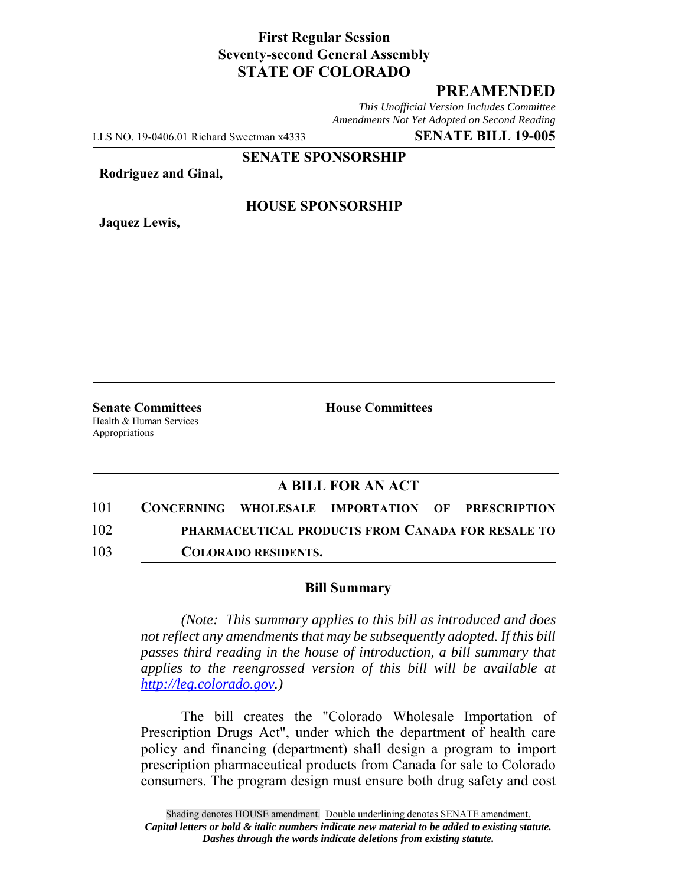**First Regular Session**
**Seventy-second General Assembly**
**STATE OF COLORADO**

# PREAMENDED

*This Unofficial Version Includes Committee Amendments Not Yet Adopted on Second Reading*

LLS NO. 19-0406.01 Richard Sweetman x4333 **SENATE BILL 19-005**

**SENATE SPONSORSHIP**

**Rodriguez and Ginal,**

**HOUSE SPONSORSHIP**

**Jaquez Lewis,**

**Senate Committees**
Health & Human Services
Appropriations

**House Committees**

## A BILL FOR AN ACT

101 **CONCERNING WHOLESALE IMPORTATION OF PRESCRIPTION**
102 **PHARMACEUTICAL PRODUCTS FROM CANADA FOR RESALE TO**
103 **COLORADO RESIDENTS.**

### Bill Summary

*(Note: This summary applies to this bill as introduced and does not reflect any amendments that may be subsequently adopted. If this bill passes third reading in the house of introduction, a bill summary that applies to the reengrossed version of this bill will be available at http://leg.colorado.gov.)*

The bill creates the "Colorado Wholesale Importation of Prescription Drugs Act", under which the department of health care policy and financing (department) shall design a program to import prescription pharmaceutical products from Canada for sale to Colorado consumers. The program design must ensure both drug safety and cost

Shading denotes HOUSE amendment. Double underlining denotes SENATE amendment.
*Capital letters or bold & italic numbers indicate new material to be added to existing statute.*
*Dashes through the words indicate deletions from existing statute.*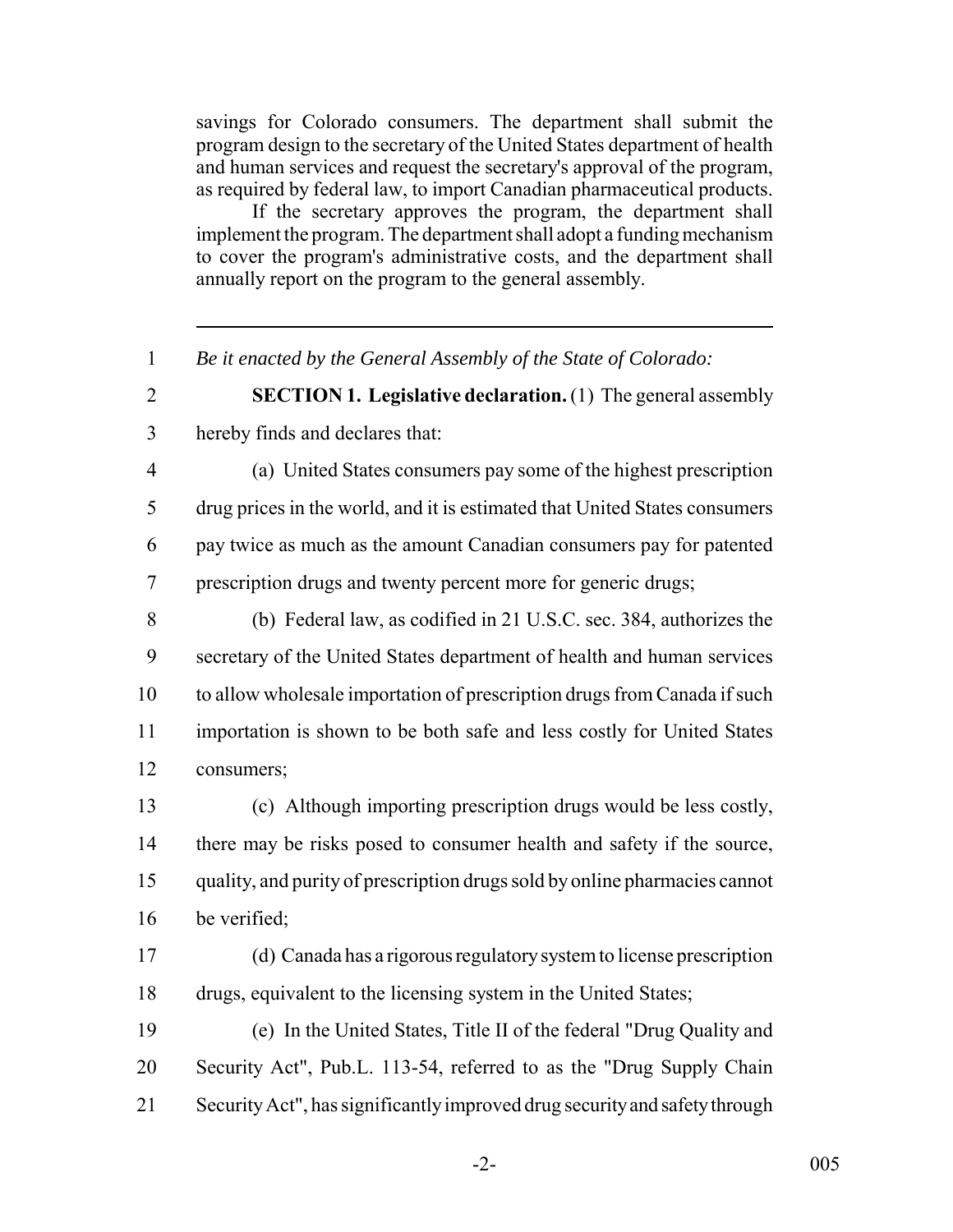savings for Colorado consumers. The department shall submit the program design to the secretary of the United States department of health and human services and request the secretary's approval of the program, as required by federal law, to import Canadian pharmaceutical products.

If the secretary approves the program, the department shall implement the program. The department shall adopt a funding mechanism to cover the program's administrative costs, and the department shall annually report on the program to the general assembly.

---

*Be it enacted by the General Assembly of the State of Colorado:*

**SECTION 1. Legislative declaration.** (1) The general assembly hereby finds and declares that:

(a) United States consumers pay some of the highest prescription drug prices in the world, and it is estimated that United States consumers pay twice as much as the amount Canadian consumers pay for patented prescription drugs and twenty percent more for generic drugs;

(b) Federal law, as codified in 21 U.S.C. sec. 384, authorizes the secretary of the United States department of health and human services to allow wholesale importation of prescription drugs from Canada if such importation is shown to be both safe and less costly for United States consumers;

(c) Although importing prescription drugs would be less costly, there may be risks posed to consumer health and safety if the source, quality, and purity of prescription drugs sold by online pharmacies cannot be verified;

(d) Canada has a rigorous regulatory system to license prescription drugs, equivalent to the licensing system in the United States;

(e) In the United States, Title II of the federal "Drug Quality and Security Act", Pub.L. 113-54, referred to as the "Drug Supply Chain Security Act", has significantly improved drug security and safety through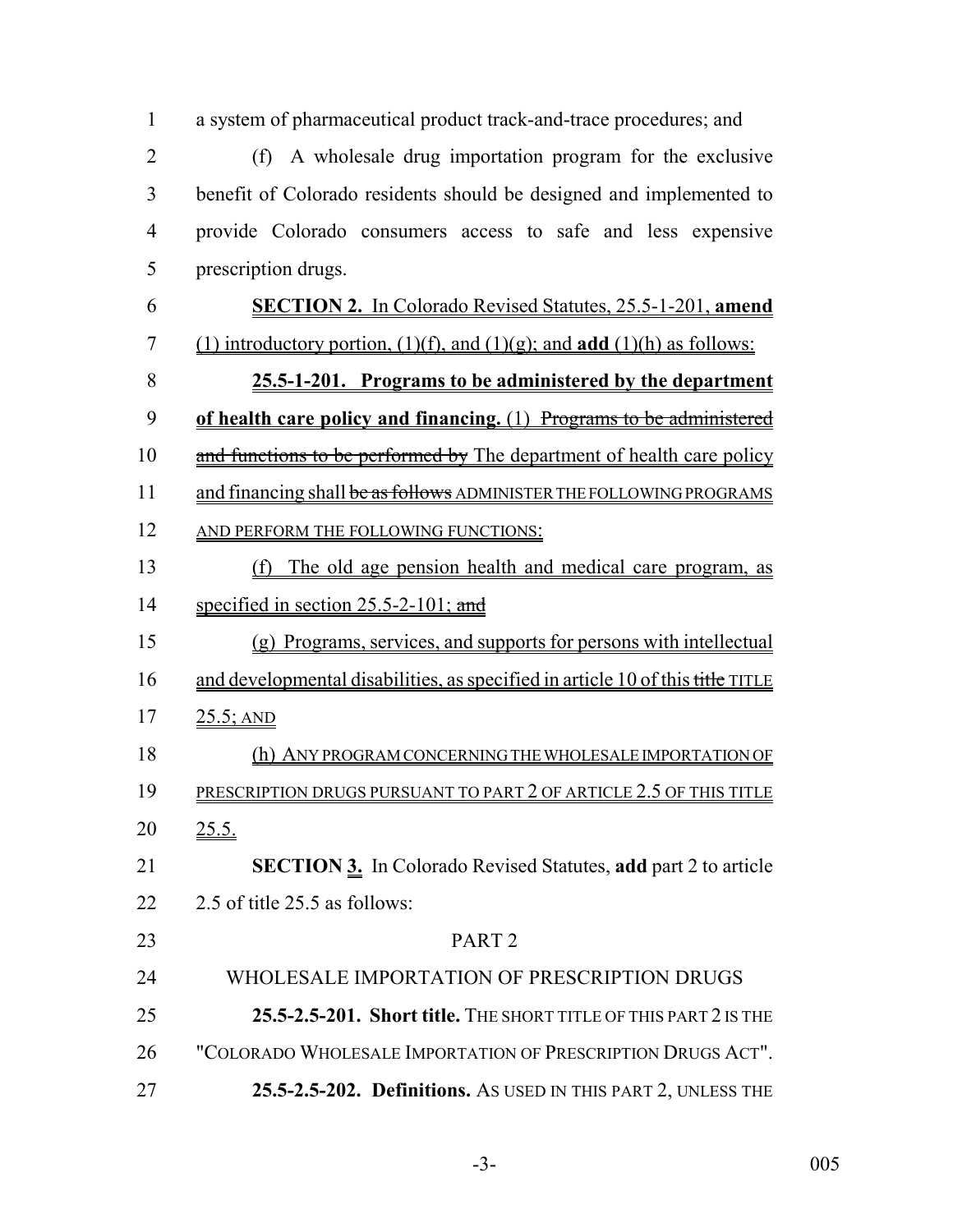a system of pharmaceutical product track-and-trace procedures; and

(f) A wholesale drug importation program for the exclusive benefit of Colorado residents should be designed and implemented to provide Colorado consumers access to safe and less expensive prescription drugs.

**SECTION 2.** In Colorado Revised Statutes, 25.5-1-201, **amend** (1) introductory portion, (1)(f), and (1)(g); and **add** (1)(h) as follows:

**25.5-1-201. Programs to be administered by the department of health care policy and financing.** (1) ~~Programs to be administered and functions to be performed by~~ The department of health care policy and financing shall ~~be as follows~~ ADMINISTER THE FOLLOWING PROGRAMS AND PERFORM THE FOLLOWING FUNCTIONS:

(f) The old age pension health and medical care program, as specified in section 25.5-2-101; ~~and~~

(g) Programs, services, and supports for persons with intellectual and developmental disabilities, as specified in article 10 of this ~~title~~ TITLE 25.5; AND

(h) ANY PROGRAM CONCERNING THE WHOLESALE IMPORTATION OF PRESCRIPTION DRUGS PURSUANT TO PART 2 OF ARTICLE 2.5 OF THIS TITLE 25.5.

**SECTION 3.** In Colorado Revised Statutes, **add** part 2 to article 2.5 of title 25.5 as follows:

PART 2

WHOLESALE IMPORTATION OF PRESCRIPTION DRUGS

**25.5-2.5-201. Short title.** THE SHORT TITLE OF THIS PART 2 IS THE "COLORADO WHOLESALE IMPORTATION OF PRESCRIPTION DRUGS ACT".

**25.5-2.5-202. Definitions.** AS USED IN THIS PART 2, UNLESS THE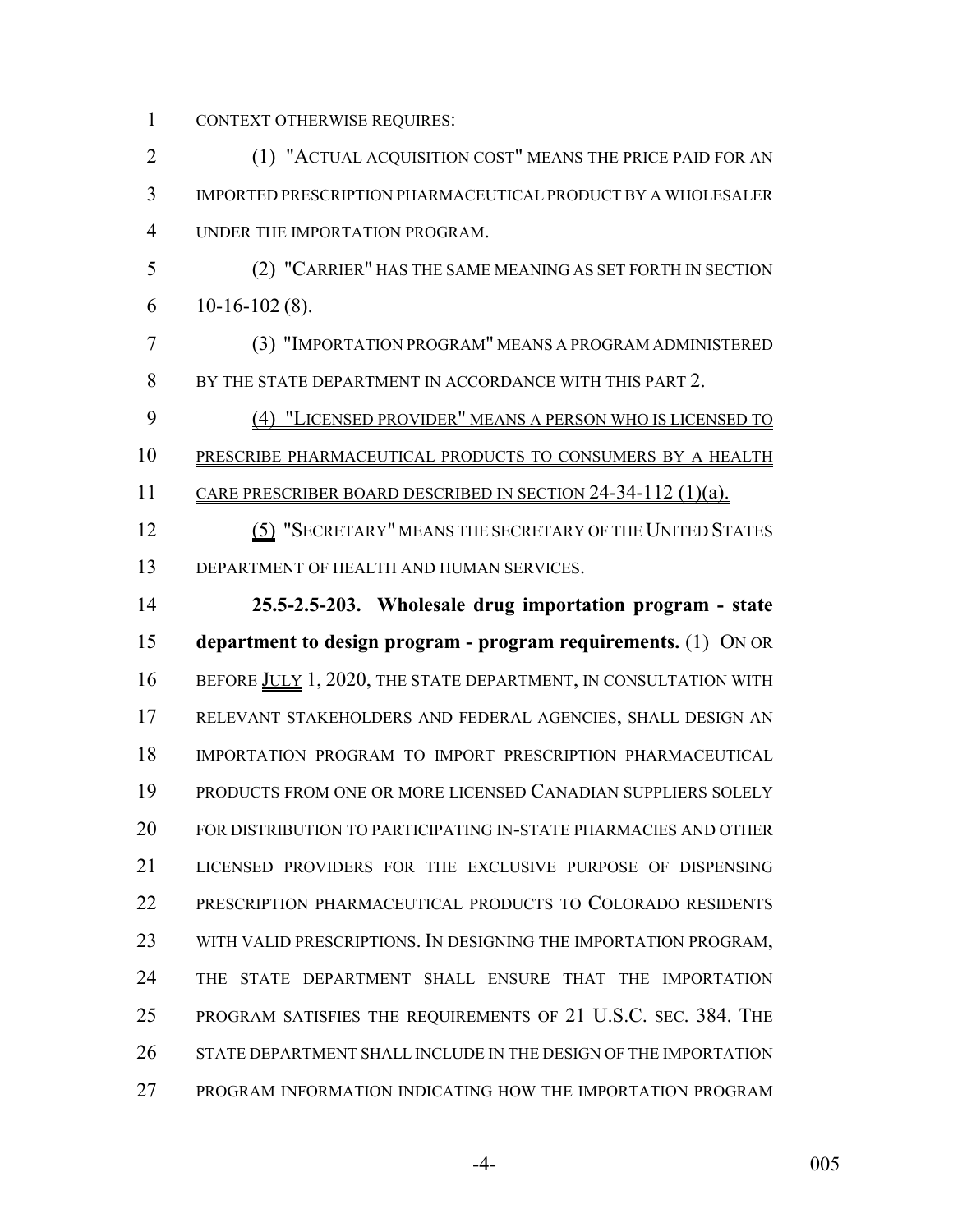CONTEXT OTHERWISE REQUIRES:

(1) "ACTUAL ACQUISITION COST" MEANS THE PRICE PAID FOR AN IMPORTED PRESCRIPTION PHARMACEUTICAL PRODUCT BY A WHOLESALER UNDER THE IMPORTATION PROGRAM.

(2) "CARRIER" HAS THE SAME MEANING AS SET FORTH IN SECTION 10-16-102 (8).

(3) "IMPORTATION PROGRAM" MEANS A PROGRAM ADMINISTERED BY THE STATE DEPARTMENT IN ACCORDANCE WITH THIS PART 2.

(4) "LICENSED PROVIDER" MEANS A PERSON WHO IS LICENSED TO PRESCRIBE PHARMACEUTICAL PRODUCTS TO CONSUMERS BY A HEALTH CARE PRESCRIBER BOARD DESCRIBED IN SECTION 24-34-112 (1)(a).

(5) "SECRETARY" MEANS THE SECRETARY OF THE UNITED STATES DEPARTMENT OF HEALTH AND HUMAN SERVICES.

**25.5-2.5-203. Wholesale drug importation program - state department to design program - program requirements.** (1) ON OR BEFORE JULY 1, 2020, THE STATE DEPARTMENT, IN CONSULTATION WITH RELEVANT STAKEHOLDERS AND FEDERAL AGENCIES, SHALL DESIGN AN IMPORTATION PROGRAM TO IMPORT PRESCRIPTION PHARMACEUTICAL PRODUCTS FROM ONE OR MORE LICENSED CANADIAN SUPPLIERS SOLELY FOR DISTRIBUTION TO PARTICIPATING IN-STATE PHARMACIES AND OTHER LICENSED PROVIDERS FOR THE EXCLUSIVE PURPOSE OF DISPENSING PRESCRIPTION PHARMACEUTICAL PRODUCTS TO COLORADO RESIDENTS WITH VALID PRESCRIPTIONS. IN DESIGNING THE IMPORTATION PROGRAM, THE STATE DEPARTMENT SHALL ENSURE THAT THE IMPORTATION PROGRAM SATISFIES THE REQUIREMENTS OF 21 U.S.C. SEC. 384. THE STATE DEPARTMENT SHALL INCLUDE IN THE DESIGN OF THE IMPORTATION PROGRAM INFORMATION INDICATING HOW THE IMPORTATION PROGRAM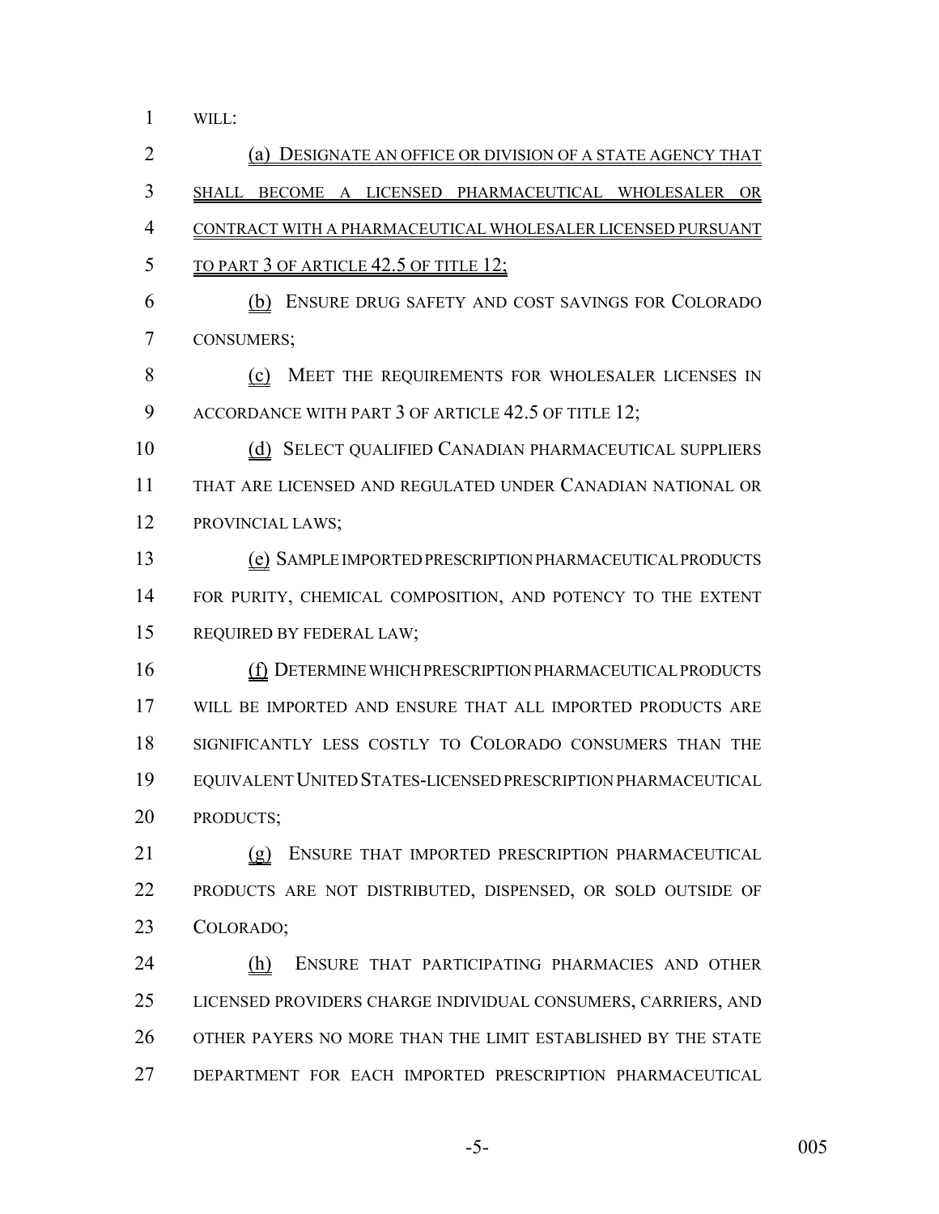WILL:

(a) DESIGNATE AN OFFICE OR DIVISION OF A STATE AGENCY THAT SHALL BECOME A LICENSED PHARMACEUTICAL WHOLESALER OR CONTRACT WITH A PHARMACEUTICAL WHOLESALER LICENSED PURSUANT TO PART 3 OF ARTICLE 42.5 OF TITLE 12;

(b) ENSURE DRUG SAFETY AND COST SAVINGS FOR COLORADO CONSUMERS;

(c) MEET THE REQUIREMENTS FOR WHOLESALER LICENSES IN ACCORDANCE WITH PART 3 OF ARTICLE 42.5 OF TITLE 12;

(d) SELECT QUALIFIED CANADIAN PHARMACEUTICAL SUPPLIERS THAT ARE LICENSED AND REGULATED UNDER CANADIAN NATIONAL OR PROVINCIAL LAWS;

(e) SAMPLE IMPORTED PRESCRIPTION PHARMACEUTICAL PRODUCTS FOR PURITY, CHEMICAL COMPOSITION, AND POTENCY TO THE EXTENT REQUIRED BY FEDERAL LAW;

(f) DETERMINE WHICH PRESCRIPTION PHARMACEUTICAL PRODUCTS WILL BE IMPORTED AND ENSURE THAT ALL IMPORTED PRODUCTS ARE SIGNIFICANTLY LESS COSTLY TO COLORADO CONSUMERS THAN THE EQUIVALENT UNITED STATES-LICENSED PRESCRIPTION PHARMACEUTICAL PRODUCTS;

(g) ENSURE THAT IMPORTED PRESCRIPTION PHARMACEUTICAL PRODUCTS ARE NOT DISTRIBUTED, DISPENSED, OR SOLD OUTSIDE OF COLORADO;

(h) ENSURE THAT PARTICIPATING PHARMACIES AND OTHER LICENSED PROVIDERS CHARGE INDIVIDUAL CONSUMERS, CARRIERS, AND OTHER PAYERS NO MORE THAN THE LIMIT ESTABLISHED BY THE STATE DEPARTMENT FOR EACH IMPORTED PRESCRIPTION PHARMACEUTICAL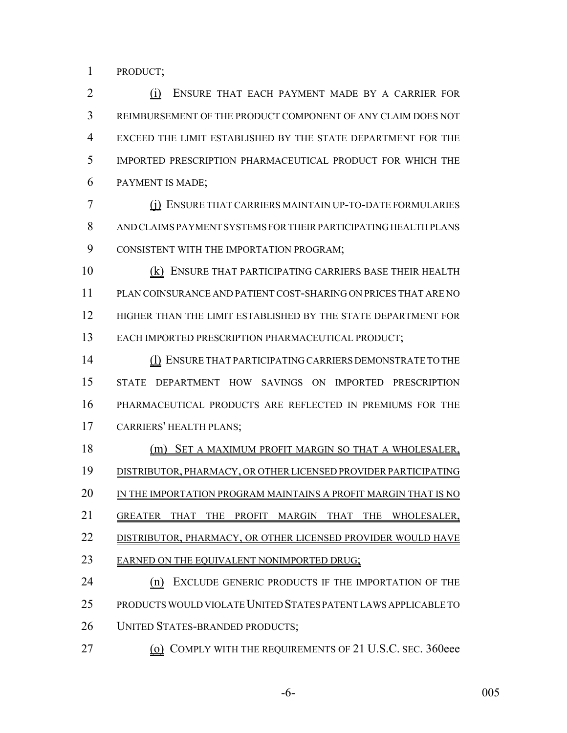PRODUCT;

(i) ENSURE THAT EACH PAYMENT MADE BY A CARRIER FOR REIMBURSEMENT OF THE PRODUCT COMPONENT OF ANY CLAIM DOES NOT EXCEED THE LIMIT ESTABLISHED BY THE STATE DEPARTMENT FOR THE IMPORTED PRESCRIPTION PHARMACEUTICAL PRODUCT FOR WHICH THE PAYMENT IS MADE;

(j) ENSURE THAT CARRIERS MAINTAIN UP-TO-DATE FORMULARIES AND CLAIMS PAYMENT SYSTEMS FOR THEIR PARTICIPATING HEALTH PLANS CONSISTENT WITH THE IMPORTATION PROGRAM;

(k) ENSURE THAT PARTICIPATING CARRIERS BASE THEIR HEALTH PLAN COINSURANCE AND PATIENT COST-SHARING ON PRICES THAT ARE NO HIGHER THAN THE LIMIT ESTABLISHED BY THE STATE DEPARTMENT FOR EACH IMPORTED PRESCRIPTION PHARMACEUTICAL PRODUCT;

(l) ENSURE THAT PARTICIPATING CARRIERS DEMONSTRATE TO THE STATE DEPARTMENT HOW SAVINGS ON IMPORTED PRESCRIPTION PHARMACEUTICAL PRODUCTS ARE REFLECTED IN PREMIUMS FOR THE CARRIERS' HEALTH PLANS;

(m) SET A MAXIMUM PROFIT MARGIN SO THAT A WHOLESALER, DISTRIBUTOR, PHARMACY, OR OTHER LICENSED PROVIDER PARTICIPATING IN THE IMPORTATION PROGRAM MAINTAINS A PROFIT MARGIN THAT IS NO GREATER THAT THE PROFIT MARGIN THAT THE WHOLESALER, DISTRIBUTOR, PHARMACY, OR OTHER LICENSED PROVIDER WOULD HAVE EARNED ON THE EQUIVALENT NONIMPORTED DRUG;

(n) EXCLUDE GENERIC PRODUCTS IF THE IMPORTATION OF THE PRODUCTS WOULD VIOLATE UNITED STATES PATENT LAWS APPLICABLE TO UNITED STATES-BRANDED PRODUCTS;

(o) COMPLY WITH THE REQUIREMENTS OF 21 U.S.C. SEC. 360eee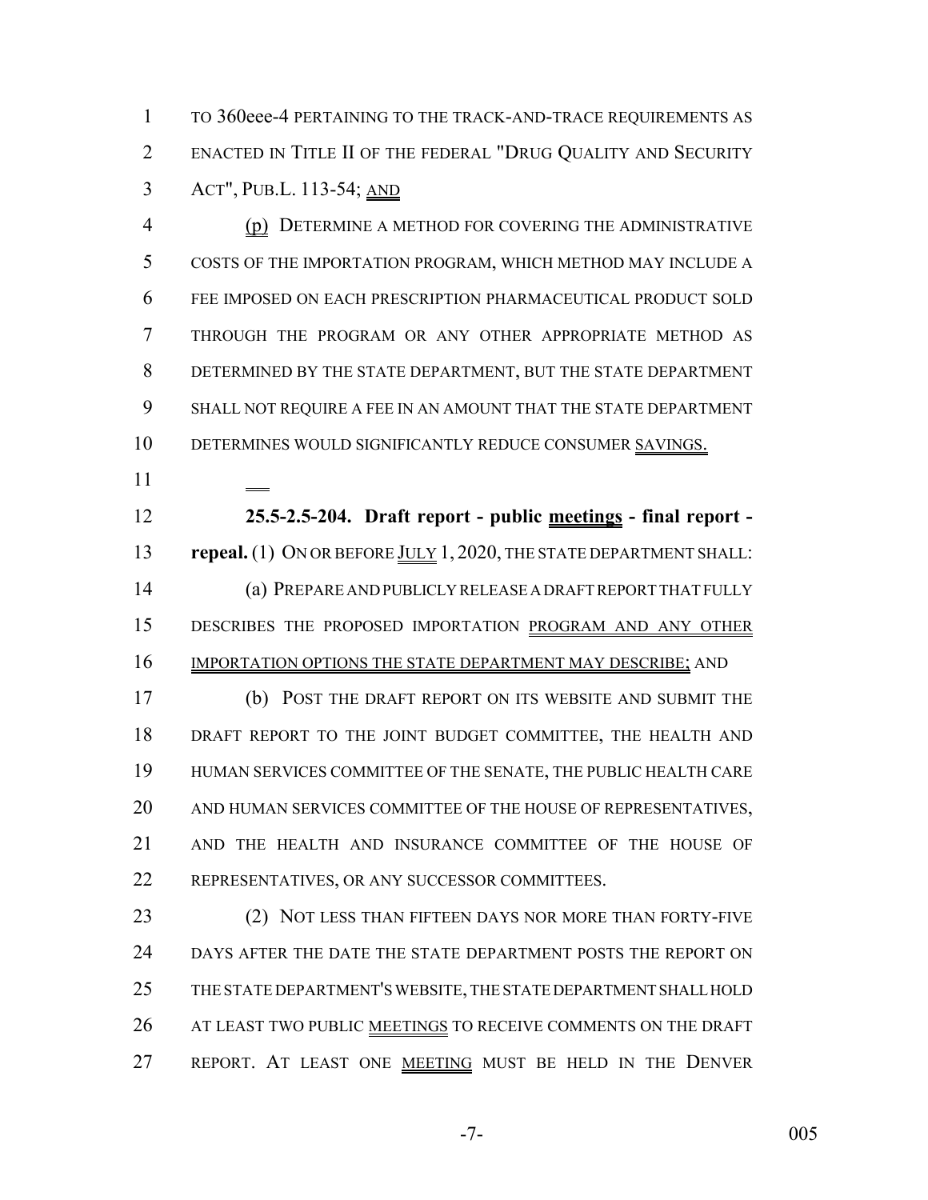TO 360eee-4 PERTAINING TO THE TRACK-AND-TRACE REQUIREMENTS AS ENACTED IN TITLE II OF THE FEDERAL "DRUG QUALITY AND SECURITY ACT", PUB.L. 113-54; AND

(p) DETERMINE A METHOD FOR COVERING THE ADMINISTRATIVE COSTS OF THE IMPORTATION PROGRAM, WHICH METHOD MAY INCLUDE A FEE IMPOSED ON EACH PRESCRIPTION PHARMACEUTICAL PRODUCT SOLD THROUGH THE PROGRAM OR ANY OTHER APPROPRIATE METHOD AS DETERMINED BY THE STATE DEPARTMENT, BUT THE STATE DEPARTMENT SHALL NOT REQUIRE A FEE IN AN AMOUNT THAT THE STATE DEPARTMENT DETERMINES WOULD SIGNIFICANTLY REDUCE CONSUMER SAVINGS.

**25.5-2.5-204. Draft report - public meetings - final report - repeal.** (1) ON OR BEFORE JULY 1, 2020, THE STATE DEPARTMENT SHALL:

(a) PREPARE AND PUBLICLY RELEASE A DRAFT REPORT THAT FULLY DESCRIBES THE PROPOSED IMPORTATION PROGRAM AND ANY OTHER IMPORTATION OPTIONS THE STATE DEPARTMENT MAY DESCRIBE; AND

(b) POST THE DRAFT REPORT ON ITS WEBSITE AND SUBMIT THE DRAFT REPORT TO THE JOINT BUDGET COMMITTEE, THE HEALTH AND HUMAN SERVICES COMMITTEE OF THE SENATE, THE PUBLIC HEALTH CARE AND HUMAN SERVICES COMMITTEE OF THE HOUSE OF REPRESENTATIVES, AND THE HEALTH AND INSURANCE COMMITTEE OF THE HOUSE OF REPRESENTATIVES, OR ANY SUCCESSOR COMMITTEES.

(2) NOT LESS THAN FIFTEEN DAYS NOR MORE THAN FORTY-FIVE DAYS AFTER THE DATE THE STATE DEPARTMENT POSTS THE REPORT ON THE STATE DEPARTMENT'S WEBSITE, THE STATE DEPARTMENT SHALL HOLD AT LEAST TWO PUBLIC MEETINGS TO RECEIVE COMMENTS ON THE DRAFT REPORT. AT LEAST ONE MEETING MUST BE HELD IN THE DENVER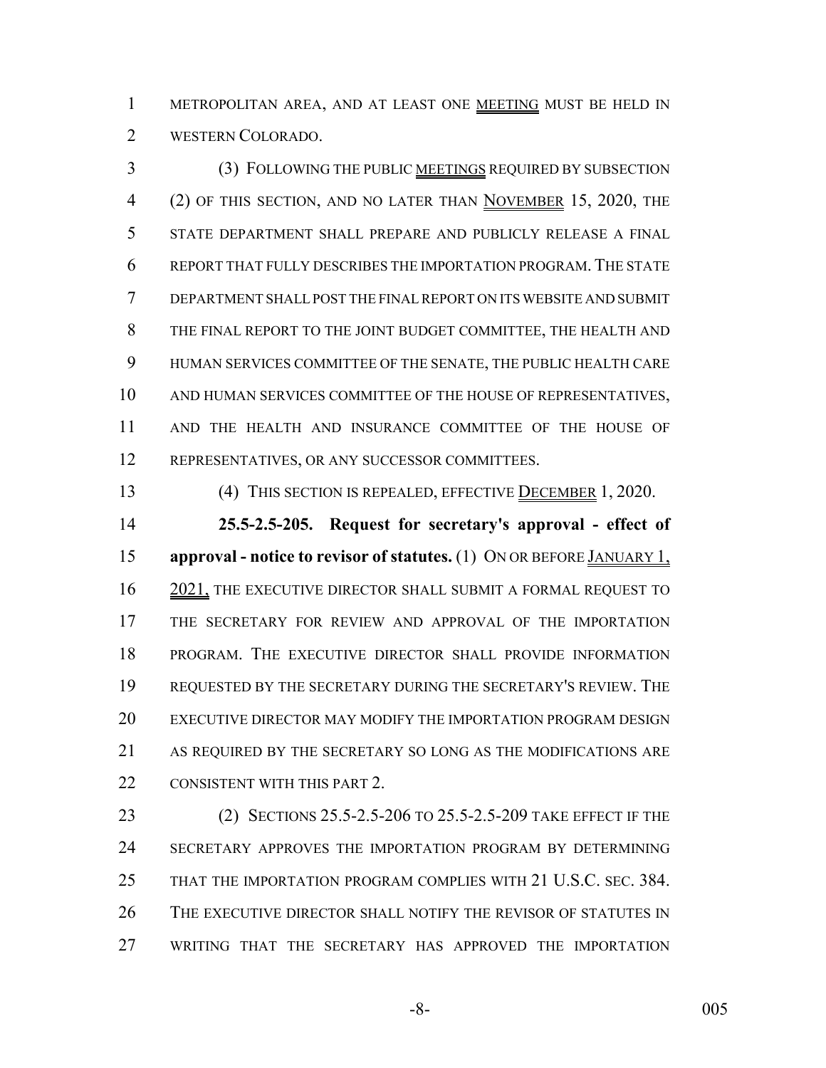METROPOLITAN AREA, AND AT LEAST ONE MEETING MUST BE HELD IN WESTERN COLORADO.

(3) FOLLOWING THE PUBLIC MEETINGS REQUIRED BY SUBSECTION (2) OF THIS SECTION, AND NO LATER THAN NOVEMBER 15, 2020, THE STATE DEPARTMENT SHALL PREPARE AND PUBLICLY RELEASE A FINAL REPORT THAT FULLY DESCRIBES THE IMPORTATION PROGRAM. THE STATE DEPARTMENT SHALL POST THE FINAL REPORT ON ITS WEBSITE AND SUBMIT THE FINAL REPORT TO THE JOINT BUDGET COMMITTEE, THE HEALTH AND HUMAN SERVICES COMMITTEE OF THE SENATE, THE PUBLIC HEALTH CARE AND HUMAN SERVICES COMMITTEE OF THE HOUSE OF REPRESENTATIVES, AND THE HEALTH AND INSURANCE COMMITTEE OF THE HOUSE OF REPRESENTATIVES, OR ANY SUCCESSOR COMMITTEES.

(4) THIS SECTION IS REPEALED, EFFECTIVE DECEMBER 1, 2020.

**25.5-2.5-205. Request for secretary's approval - effect of approval - notice to revisor of statutes.** (1) ON OR BEFORE JANUARY 1, 2021, THE EXECUTIVE DIRECTOR SHALL SUBMIT A FORMAL REQUEST TO THE SECRETARY FOR REVIEW AND APPROVAL OF THE IMPORTATION PROGRAM. THE EXECUTIVE DIRECTOR SHALL PROVIDE INFORMATION REQUESTED BY THE SECRETARY DURING THE SECRETARY'S REVIEW. THE EXECUTIVE DIRECTOR MAY MODIFY THE IMPORTATION PROGRAM DESIGN AS REQUIRED BY THE SECRETARY SO LONG AS THE MODIFICATIONS ARE CONSISTENT WITH THIS PART 2.

(2) SECTIONS 25.5-2.5-206 TO 25.5-2.5-209 TAKE EFFECT IF THE SECRETARY APPROVES THE IMPORTATION PROGRAM BY DETERMINING THAT THE IMPORTATION PROGRAM COMPLIES WITH 21 U.S.C. SEC. 384. THE EXECUTIVE DIRECTOR SHALL NOTIFY THE REVISOR OF STATUTES IN WRITING THAT THE SECRETARY HAS APPROVED THE IMPORTATION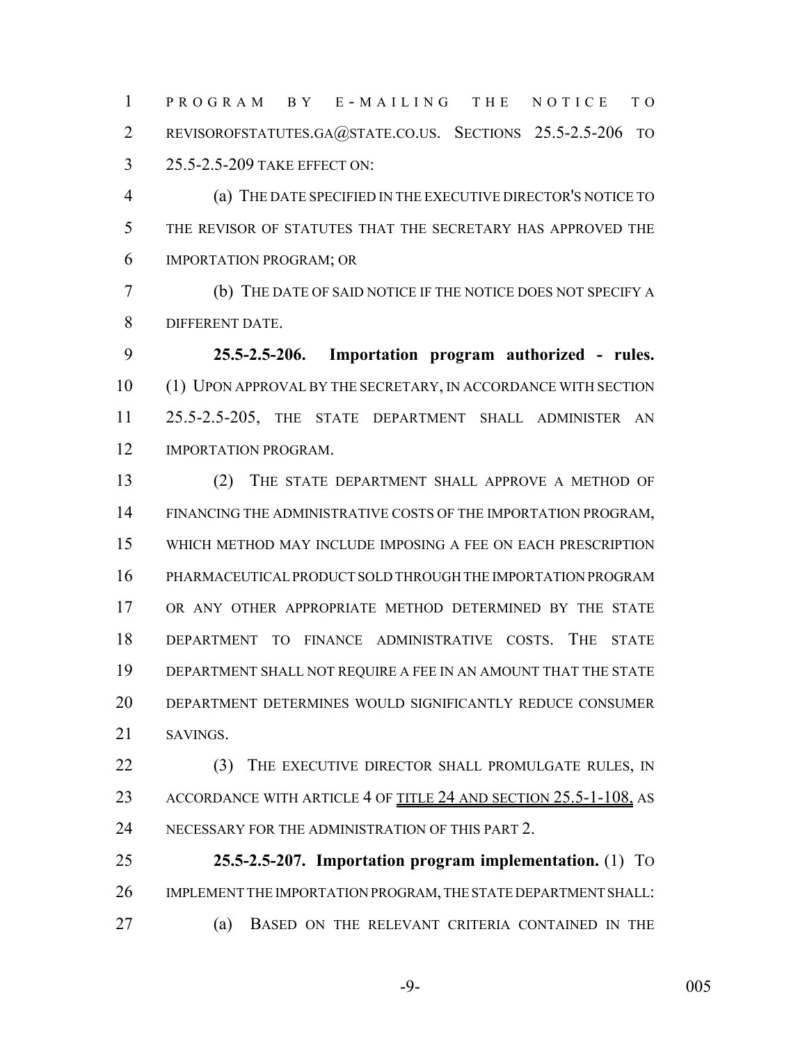PROGRAM BY E-MAILING THE NOTICE TO REVISOROFSTATUTES.GA@STATE.CO.US. SECTIONS 25.5-2.5-206 TO 25.5-2.5-209 TAKE EFFECT ON:

(a) THE DATE SPECIFIED IN THE EXECUTIVE DIRECTOR'S NOTICE TO THE REVISOR OF STATUTES THAT THE SECRETARY HAS APPROVED THE IMPORTATION PROGRAM; OR

(b) THE DATE OF SAID NOTICE IF THE NOTICE DOES NOT SPECIFY A DIFFERENT DATE.

**25.5-2.5-206. Importation program authorized - rules.** (1) UPON APPROVAL BY THE SECRETARY, IN ACCORDANCE WITH SECTION 25.5-2.5-205, THE STATE DEPARTMENT SHALL ADMINISTER AN IMPORTATION PROGRAM.

(2) THE STATE DEPARTMENT SHALL APPROVE A METHOD OF FINANCING THE ADMINISTRATIVE COSTS OF THE IMPORTATION PROGRAM, WHICH METHOD MAY INCLUDE IMPOSING A FEE ON EACH PRESCRIPTION PHARMACEUTICAL PRODUCT SOLD THROUGH THE IMPORTATION PROGRAM OR ANY OTHER APPROPRIATE METHOD DETERMINED BY THE STATE DEPARTMENT TO FINANCE ADMINISTRATIVE COSTS. THE STATE DEPARTMENT SHALL NOT REQUIRE A FEE IN AN AMOUNT THAT THE STATE DEPARTMENT DETERMINES WOULD SIGNIFICANTLY REDUCE CONSUMER SAVINGS.

(3) THE EXECUTIVE DIRECTOR SHALL PROMULGATE RULES, IN ACCORDANCE WITH ARTICLE 4 OF TITLE 24 AND SECTION 25.5-1-108, AS NECESSARY FOR THE ADMINISTRATION OF THIS PART 2.

**25.5-2.5-207. Importation program implementation.** (1) TO IMPLEMENT THE IMPORTATION PROGRAM, THE STATE DEPARTMENT SHALL:

(a) BASED ON THE RELEVANT CRITERIA CONTAINED IN THE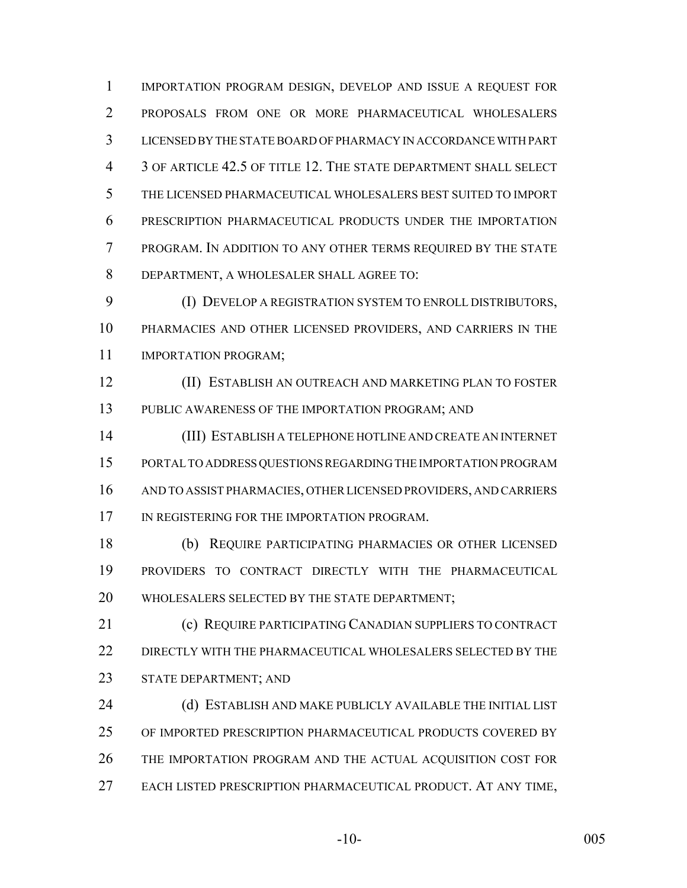IMPORTATION PROGRAM DESIGN, DEVELOP AND ISSUE A REQUEST FOR PROPOSALS FROM ONE OR MORE PHARMACEUTICAL WHOLESALERS LICENSED BY THE STATE BOARD OF PHARMACY IN ACCORDANCE WITH PART 3 OF ARTICLE 42.5 OF TITLE 12. THE STATE DEPARTMENT SHALL SELECT THE LICENSED PHARMACEUTICAL WHOLESALERS BEST SUITED TO IMPORT PRESCRIPTION PHARMACEUTICAL PRODUCTS UNDER THE IMPORTATION PROGRAM. IN ADDITION TO ANY OTHER TERMS REQUIRED BY THE STATE DEPARTMENT, A WHOLESALER SHALL AGREE TO:

(I) DEVELOP A REGISTRATION SYSTEM TO ENROLL DISTRIBUTORS, PHARMACIES AND OTHER LICENSED PROVIDERS, AND CARRIERS IN THE IMPORTATION PROGRAM;

(II) ESTABLISH AN OUTREACH AND MARKETING PLAN TO FOSTER PUBLIC AWARENESS OF THE IMPORTATION PROGRAM; AND

(III) ESTABLISH A TELEPHONE HOTLINE AND CREATE AN INTERNET PORTAL TO ADDRESS QUESTIONS REGARDING THE IMPORTATION PROGRAM AND TO ASSIST PHARMACIES, OTHER LICENSED PROVIDERS, AND CARRIERS IN REGISTERING FOR THE IMPORTATION PROGRAM.

(b) REQUIRE PARTICIPATING PHARMACIES OR OTHER LICENSED PROVIDERS TO CONTRACT DIRECTLY WITH THE PHARMACEUTICAL WHOLESALERS SELECTED BY THE STATE DEPARTMENT;

(c) REQUIRE PARTICIPATING CANADIAN SUPPLIERS TO CONTRACT DIRECTLY WITH THE PHARMACEUTICAL WHOLESALERS SELECTED BY THE STATE DEPARTMENT; AND

(d) ESTABLISH AND MAKE PUBLICLY AVAILABLE THE INITIAL LIST OF IMPORTED PRESCRIPTION PHARMACEUTICAL PRODUCTS COVERED BY THE IMPORTATION PROGRAM AND THE ACTUAL ACQUISITION COST FOR EACH LISTED PRESCRIPTION PHARMACEUTICAL PRODUCT. AT ANY TIME,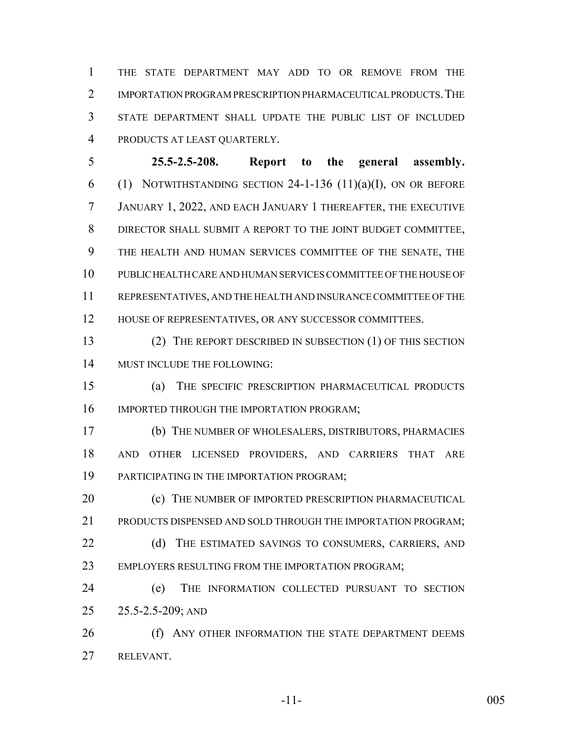THE STATE DEPARTMENT MAY ADD TO OR REMOVE FROM THE IMPORTATION PROGRAM PRESCRIPTION PHARMACEUTICAL PRODUCTS. THE STATE DEPARTMENT SHALL UPDATE THE PUBLIC LIST OF INCLUDED PRODUCTS AT LEAST QUARTERLY.

**25.5-2.5-208. Report to the general assembly.** (1) NOTWITHSTANDING SECTION 24-1-136 (11)(a)(I), ON OR BEFORE JANUARY 1, 2022, AND EACH JANUARY 1 THEREAFTER, THE EXECUTIVE DIRECTOR SHALL SUBMIT A REPORT TO THE JOINT BUDGET COMMITTEE, THE HEALTH AND HUMAN SERVICES COMMITTEE OF THE SENATE, THE PUBLIC HEALTH CARE AND HUMAN SERVICES COMMITTEE OF THE HOUSE OF REPRESENTATIVES, AND THE HEALTH AND INSURANCE COMMITTEE OF THE HOUSE OF REPRESENTATIVES, OR ANY SUCCESSOR COMMITTEES.

(2) THE REPORT DESCRIBED IN SUBSECTION (1) OF THIS SECTION MUST INCLUDE THE FOLLOWING:

(a) THE SPECIFIC PRESCRIPTION PHARMACEUTICAL PRODUCTS IMPORTED THROUGH THE IMPORTATION PROGRAM;

(b) THE NUMBER OF WHOLESALERS, DISTRIBUTORS, PHARMACIES AND OTHER LICENSED PROVIDERS, AND CARRIERS THAT ARE PARTICIPATING IN THE IMPORTATION PROGRAM;

(c) THE NUMBER OF IMPORTED PRESCRIPTION PHARMACEUTICAL PRODUCTS DISPENSED AND SOLD THROUGH THE IMPORTATION PROGRAM;

(d) THE ESTIMATED SAVINGS TO CONSUMERS, CARRIERS, AND EMPLOYERS RESULTING FROM THE IMPORTATION PROGRAM;

(e) THE INFORMATION COLLECTED PURSUANT TO SECTION 25.5-2.5-209; AND

(f) ANY OTHER INFORMATION THE STATE DEPARTMENT DEEMS RELEVANT.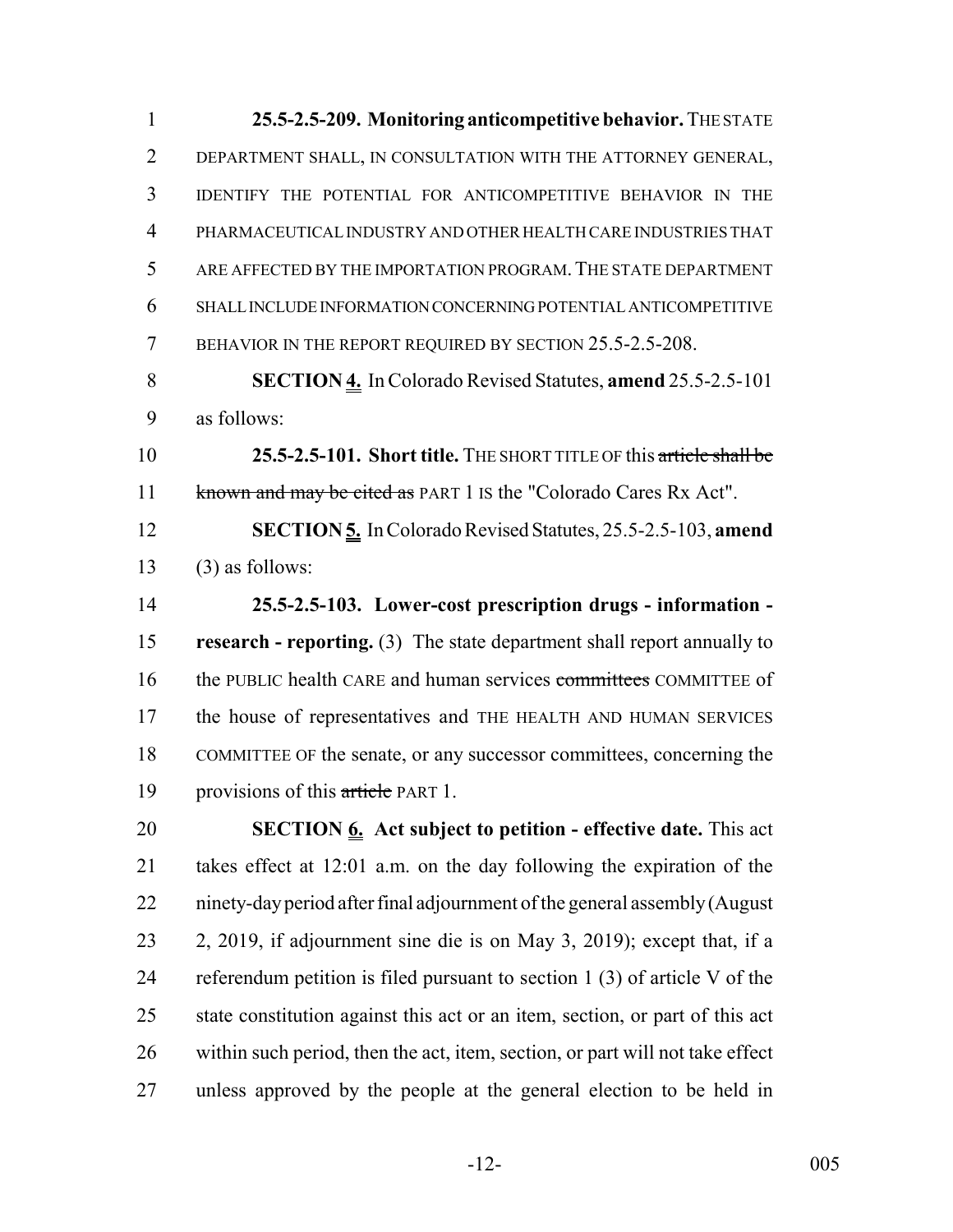**25.5-2.5-209. Monitoring anticompetitive behavior.** THE STATE DEPARTMENT SHALL, IN CONSULTATION WITH THE ATTORNEY GENERAL, IDENTIFY THE POTENTIAL FOR ANTICOMPETITIVE BEHAVIOR IN THE PHARMACEUTICAL INDUSTRY AND OTHER HEALTH CARE INDUSTRIES THAT ARE AFFECTED BY THE IMPORTATION PROGRAM. THE STATE DEPARTMENT SHALL INCLUDE INFORMATION CONCERNING POTENTIAL ANTICOMPETITIVE BEHAVIOR IN THE REPORT REQUIRED BY SECTION 25.5-2.5-208.

**SECTION 4.** In Colorado Revised Statutes, **amend** 25.5-2.5-101 as follows:

**25.5-2.5-101. Short title.** THE SHORT TITLE OF this ~~article shall be known and may be cited as~~ PART 1 IS the "Colorado Cares Rx Act".

**SECTION 5.** In Colorado Revised Statutes, 25.5-2.5-103, **amend** (3) as follows:

**25.5-2.5-103. Lower-cost prescription drugs - information - research - reporting.** (3) The state department shall report annually to the PUBLIC health CARE and human services ~~committees~~ COMMITTEE of the house of representatives and THE HEALTH AND HUMAN SERVICES COMMITTEE OF the senate, or any successor committees, concerning the provisions of this ~~article~~ PART 1.

**SECTION 6. Act subject to petition - effective date.** This act takes effect at 12:01 a.m. on the day following the expiration of the ninety-day period after final adjournment of the general assembly (August 2, 2019, if adjournment sine die is on May 3, 2019); except that, if a referendum petition is filed pursuant to section 1 (3) of article V of the state constitution against this act or an item, section, or part of this act within such period, then the act, item, section, or part will not take effect unless approved by the people at the general election to be held in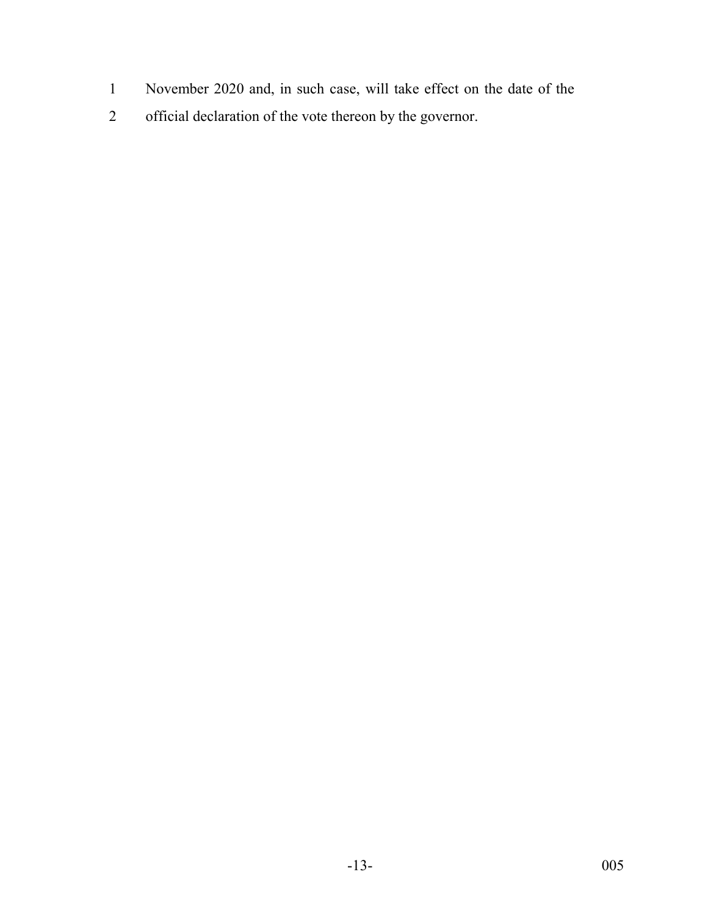November 2020 and, in such case, will take effect on the date of the official declaration of the vote thereon by the governor.